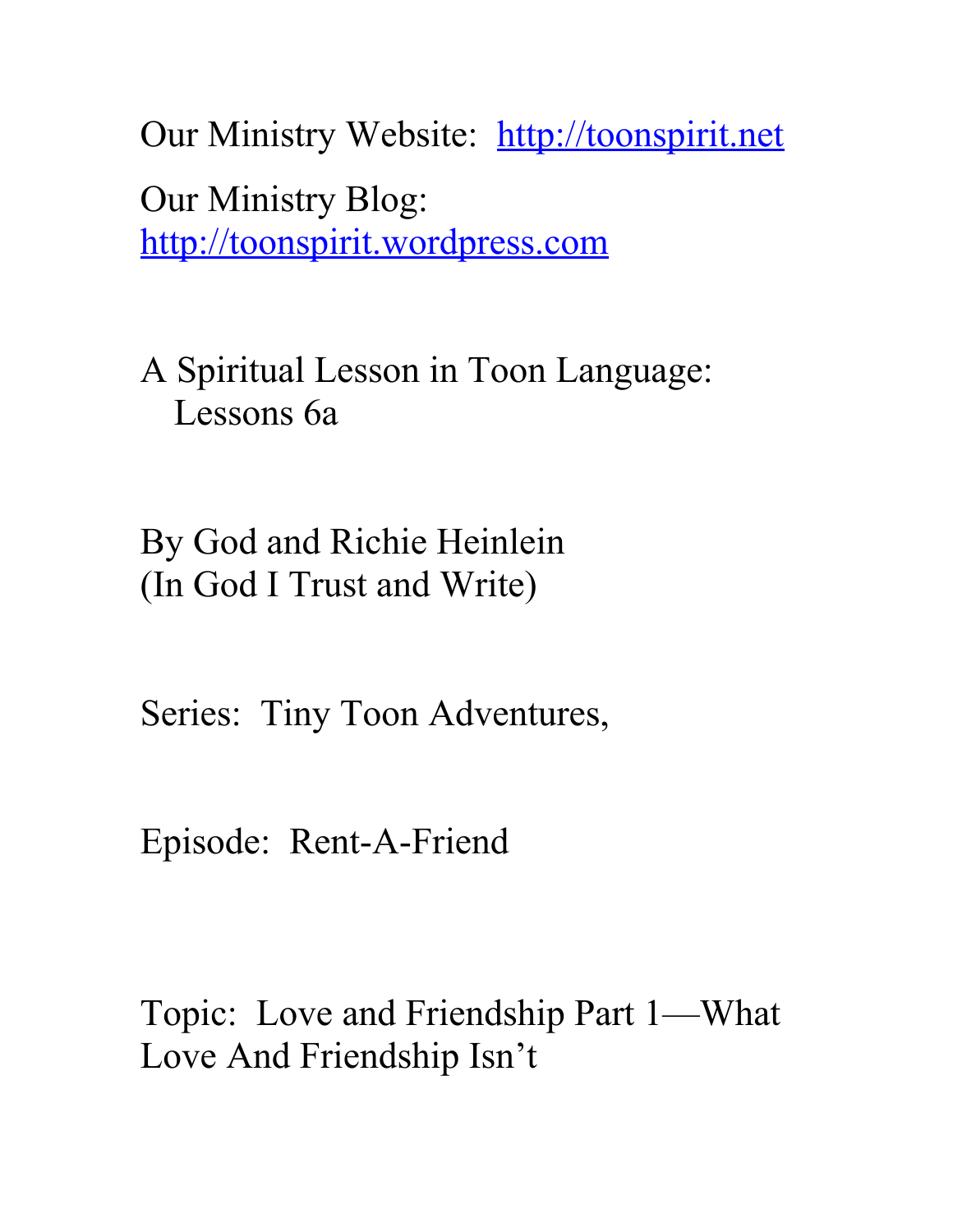Our Ministry Website: [http://toonspirit.net](http://toonspirit.net)

Our Ministry Blog:
[http://toonspirit.wordpress.com](http://toonspirit.wordpress.com)

A Spiritual Lesson in Toon Language:
Lessons 6a

By God and Richie Heinlein
(In God I Trust and Write)

Series: Tiny Toon Adventures,

Episode: Rent-A-Friend

Topic: Love and Friendship Part 1—What Love And Friendship Isn't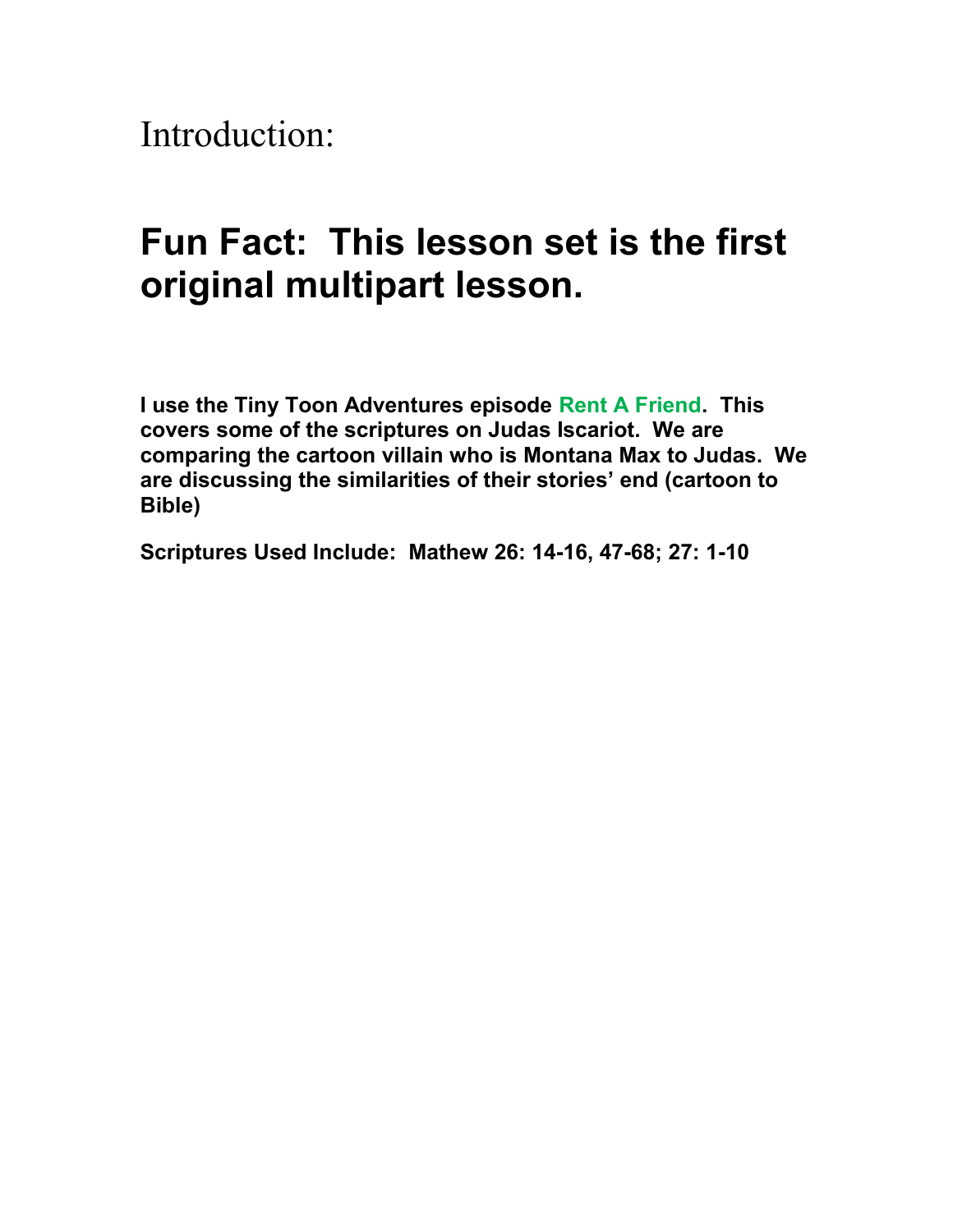# Introduction:

## Fun Fact: This lesson set is the first original multipart lesson.

**I use the Tiny Toon Adventures episode Rent A Friend. This covers some of the scriptures on Judas Iscariot. We are comparing the cartoon villain who is Montana Max to Judas. We are discussing the similarities of their stories' end (cartoon to Bible)**

**Scriptures Used Include: Mathew 26: 14-16, 47-68; 27: 1-10**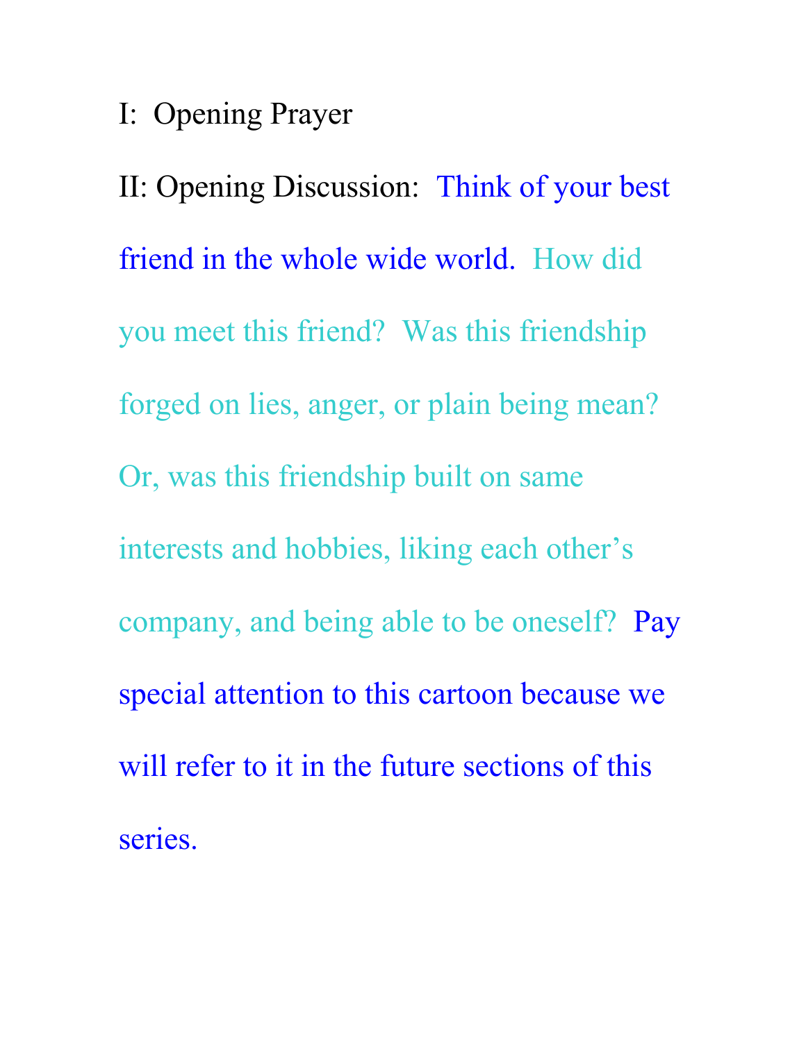I: Opening Prayer

II: Opening Discussion: Think of your best friend in the whole wide world. How did you meet this friend? Was this friendship forged on lies, anger, or plain being mean? Or, was this friendship built on same interests and hobbies, liking each other's company, and being able to be oneself? Pay special attention to this cartoon because we will refer to it in the future sections of this series.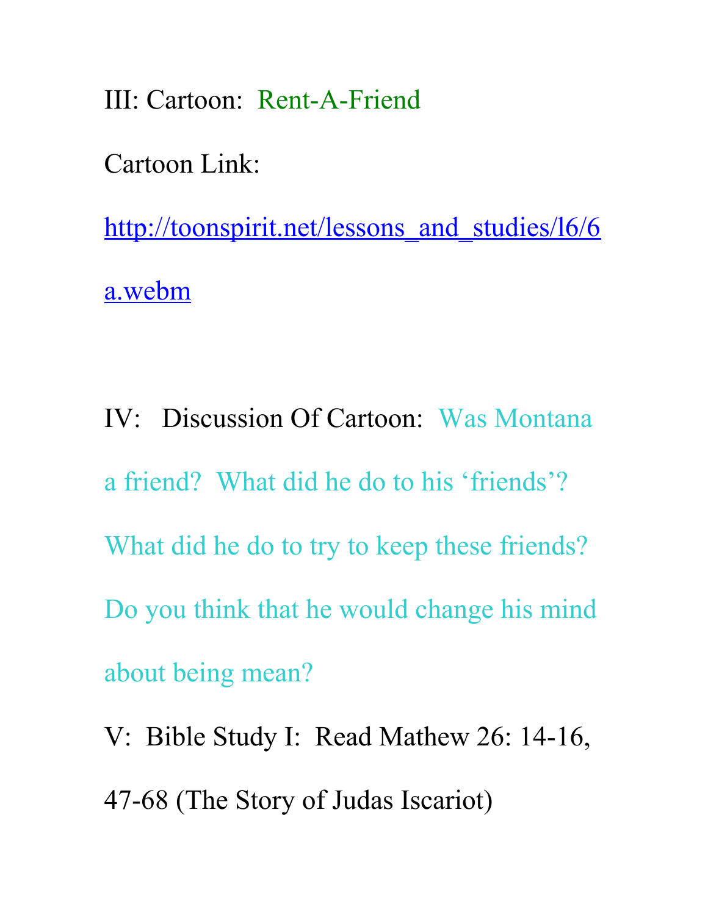III: Cartoon: Rent-A-Friend

Cartoon Link:

http://toonspirit.net/lessons_and_studies/l6/6a.webm

IV: Discussion Of Cartoon: Was Montana a friend? What did he do to his 'friends'? What did he do to try to keep these friends? Do you think that he would change his mind about being mean?

V: Bible Study I: Read Mathew 26: 14-16, 47-68 (The Story of Judas Iscariot)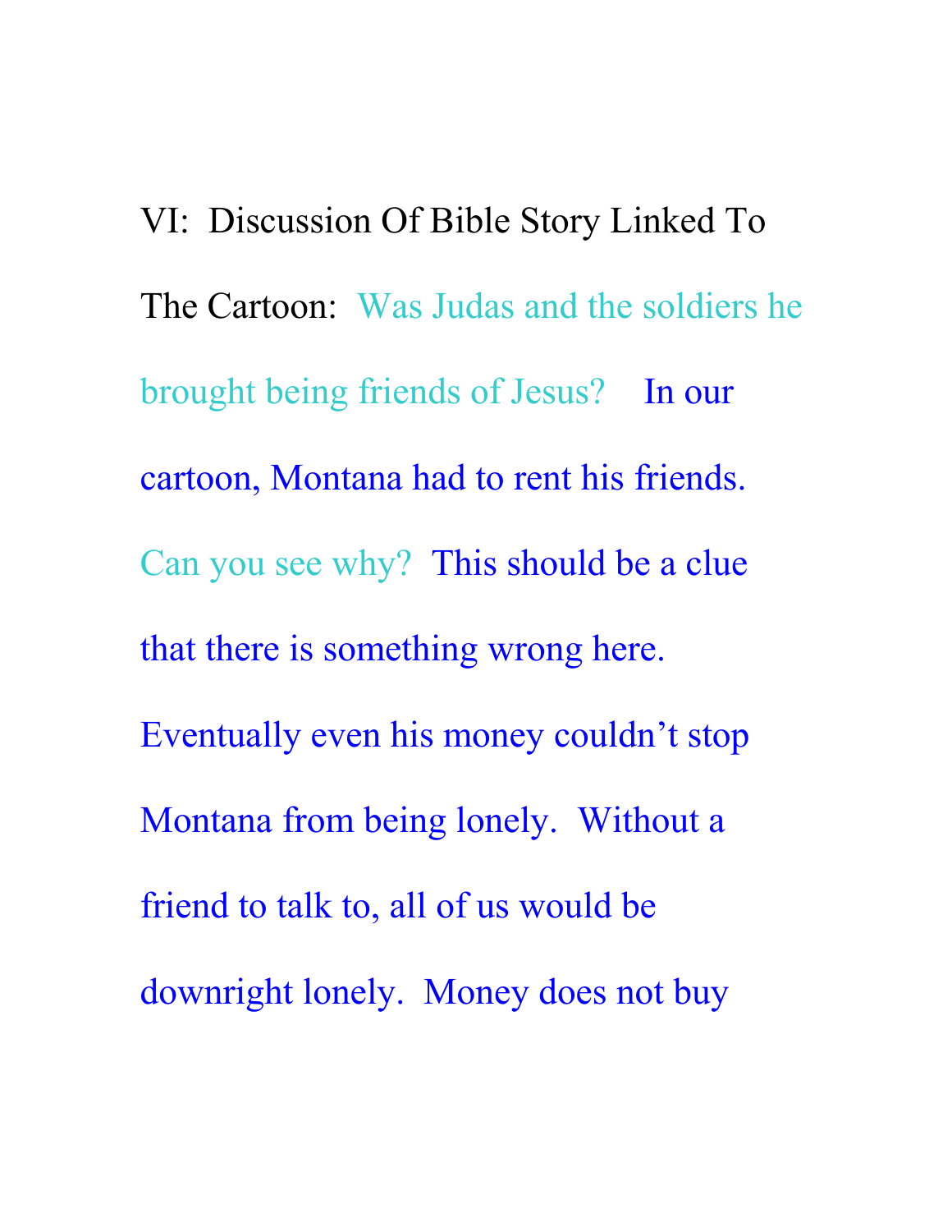VI: Discussion Of Bible Story Linked To The Cartoon: Was Judas and the soldiers he brought being friends of Jesus? In our cartoon, Montana had to rent his friends. Can you see why? This should be a clue that there is something wrong here. Eventually even his money couldn't stop Montana from being lonely. Without a friend to talk to, all of us would be downright lonely. Money does not buy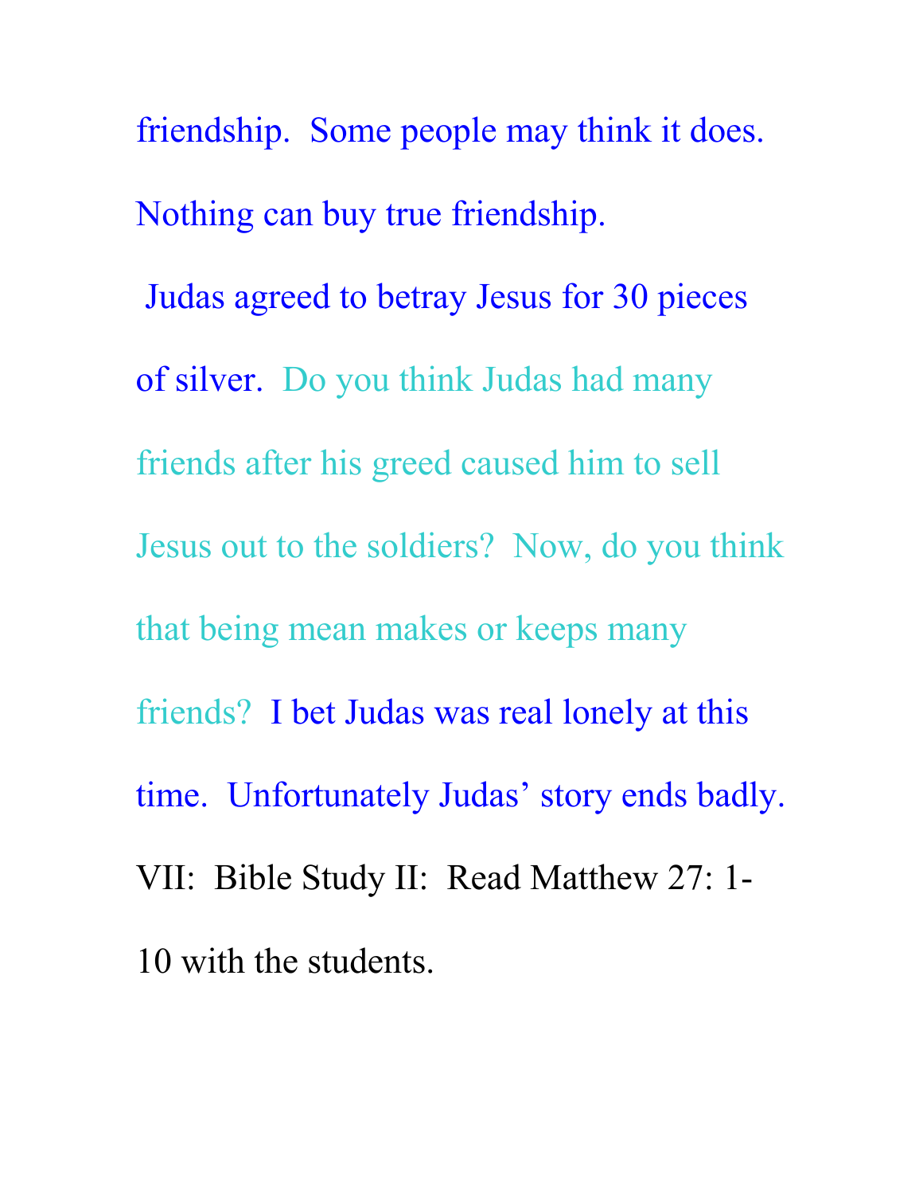friendship. Some people may think it does. Nothing can buy true friendship.

Judas agreed to betray Jesus for 30 pieces of silver. Do you think Judas had many friends after his greed caused him to sell Jesus out to the soldiers? Now, do you think that being mean makes or keeps many friends? I bet Judas was real lonely at this time. Unfortunately Judas' story ends badly.

VII: Bible Study II: Read Matthew 27: 1-10 with the students.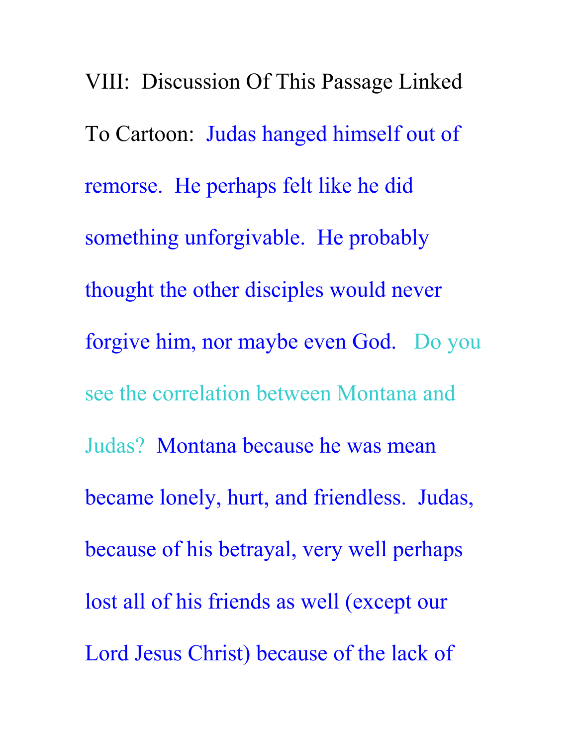VIII: Discussion Of This Passage Linked To Cartoon: Judas hanged himself out of remorse. He perhaps felt like he did something unforgivable. He probably thought the other disciples would never forgive him, nor maybe even God. Do you see the correlation between Montana and Judas? Montana because he was mean became lonely, hurt, and friendless. Judas, because of his betrayal, very well perhaps lost all of his friends as well (except our Lord Jesus Christ) because of the lack of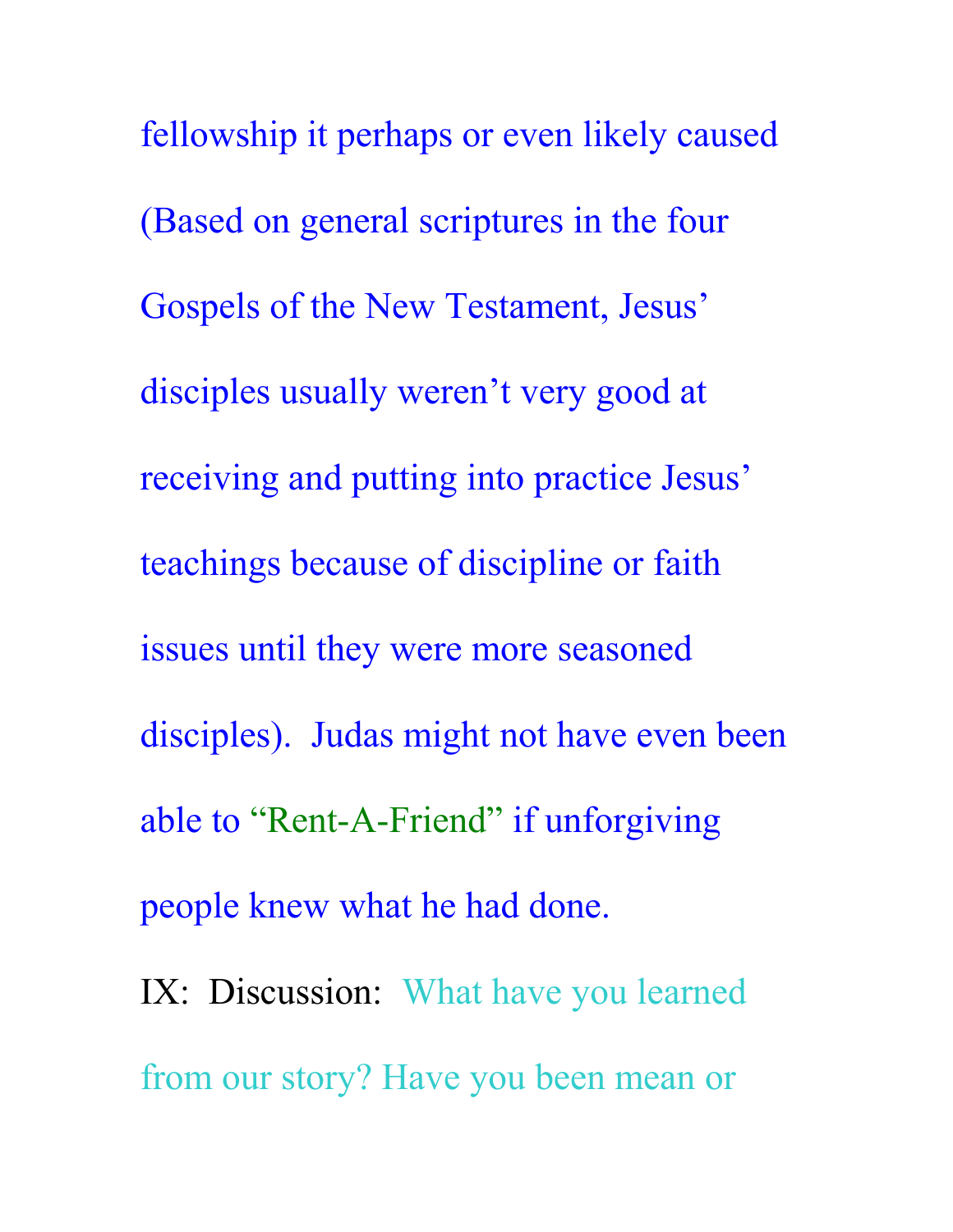fellowship it perhaps or even likely caused (Based on general scriptures in the four Gospels of the New Testament, Jesus' disciples usually weren't very good at receiving and putting into practice Jesus' teachings because of discipline or faith issues until they were more seasoned disciples). Judas might not have even been able to "Rent-A-Friend" if unforgiving people knew what he had done.

IX: Discussion: What have you learned from our story? Have you been mean or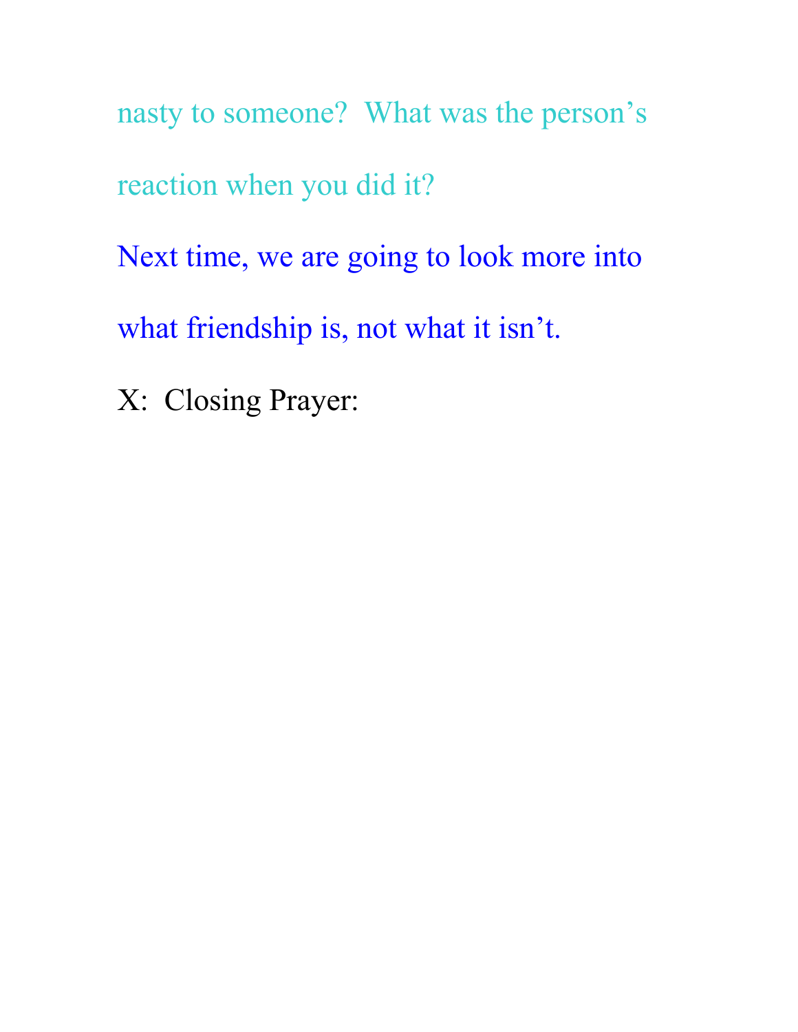nasty to someone? What was the person's reaction when you did it?

Next time, we are going to look more into what friendship is, not what it isn't.

X: Closing Prayer: